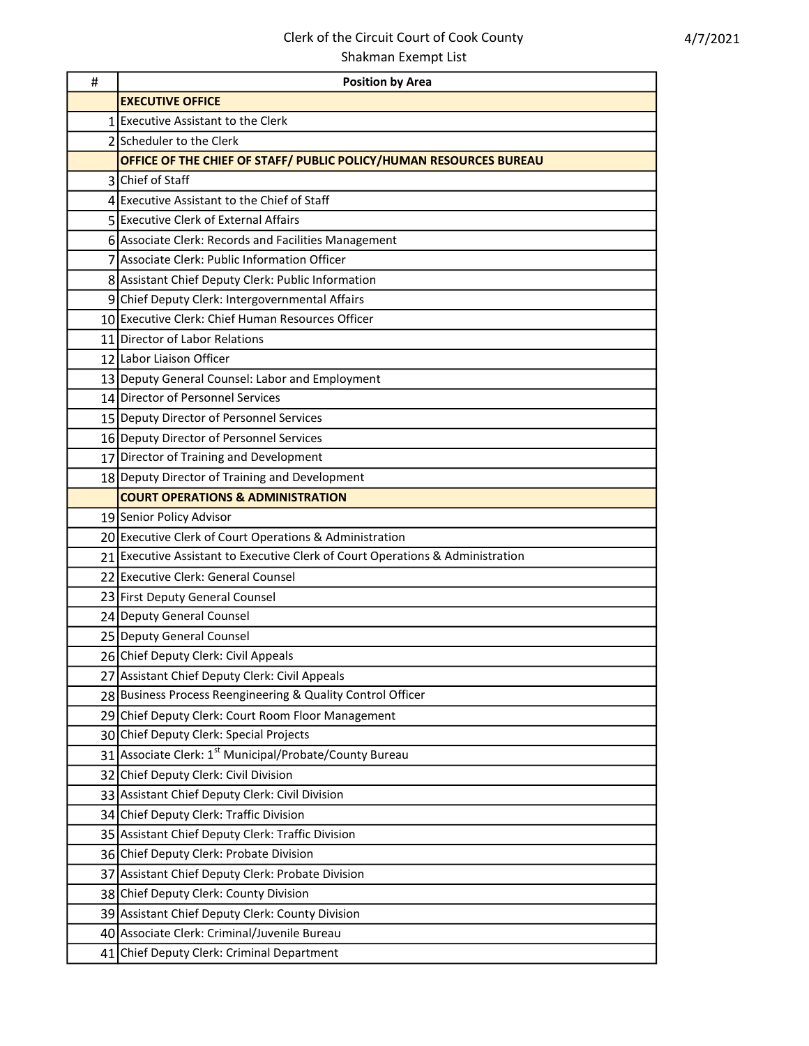Clerk of the Circuit Court of Cook County

Shakman Exempt List

4/7/2021

| # | Position by Area |
|---|---|
| | **EXECUTIVE OFFICE** |
| 1 | Executive Assistant to the Clerk |
| 2 | Scheduler to the Clerk |
| | **OFFICE OF THE CHIEF OF STAFF/ PUBLIC POLICY/HUMAN RESOURCES BUREAU** |
| 3 | Chief of Staff |
| 4 | Executive Assistant to the Chief of Staff |
| 5 | Executive Clerk of External Affairs |
| 6 | Associate Clerk: Records and Facilities Management |
| 7 | Associate Clerk: Public Information Officer |
| 8 | Assistant Chief Deputy Clerk: Public Information |
| 9 | Chief Deputy Clerk: Intergovernmental Affairs |
| 10 | Executive Clerk: Chief Human Resources Officer |
| 11 | Director of Labor Relations |
| 12 | Labor Liaison Officer |
| 13 | Deputy General Counsel: Labor and Employment |
| 14 | Director of Personnel Services |
| 15 | Deputy Director of Personnel Services |
| 16 | Deputy Director of Personnel Services |
| 17 | Director of Training and Development |
| 18 | Deputy Director of Training and Development |
| | **COURT OPERATIONS & ADMINISTRATION** |
| 19 | Senior Policy Advisor |
| 20 | Executive Clerk of Court Operations & Administration |
| 21 | Executive Assistant to Executive Clerk of Court Operations & Administration |
| 22 | Executive Clerk: General Counsel |
| 23 | First Deputy General Counsel |
| 24 | Deputy General Counsel |
| 25 | Deputy General Counsel |
| 26 | Chief Deputy Clerk: Civil Appeals |
| 27 | Assistant Chief Deputy Clerk: Civil Appeals |
| 28 | Business Process Reengineering & Quality Control Officer |
| 29 | Chief Deputy Clerk: Court Room Floor Management |
| 30 | Chief Deputy Clerk: Special Projects |
| 31 | Associate Clerk: 1st Municipal/Probate/County Bureau |
| 32 | Chief Deputy Clerk: Civil Division |
| 33 | Assistant Chief Deputy Clerk: Civil Division |
| 34 | Chief Deputy Clerk: Traffic Division |
| 35 | Assistant Chief Deputy Clerk: Traffic Division |
| 36 | Chief Deputy Clerk: Probate Division |
| 37 | Assistant Chief Deputy Clerk: Probate Division |
| 38 | Chief Deputy Clerk: County Division |
| 39 | Assistant Chief Deputy Clerk: County Division |
| 40 | Associate Clerk: Criminal/Juvenile Bureau |
| 41 | Chief Deputy Clerk: Criminal Department |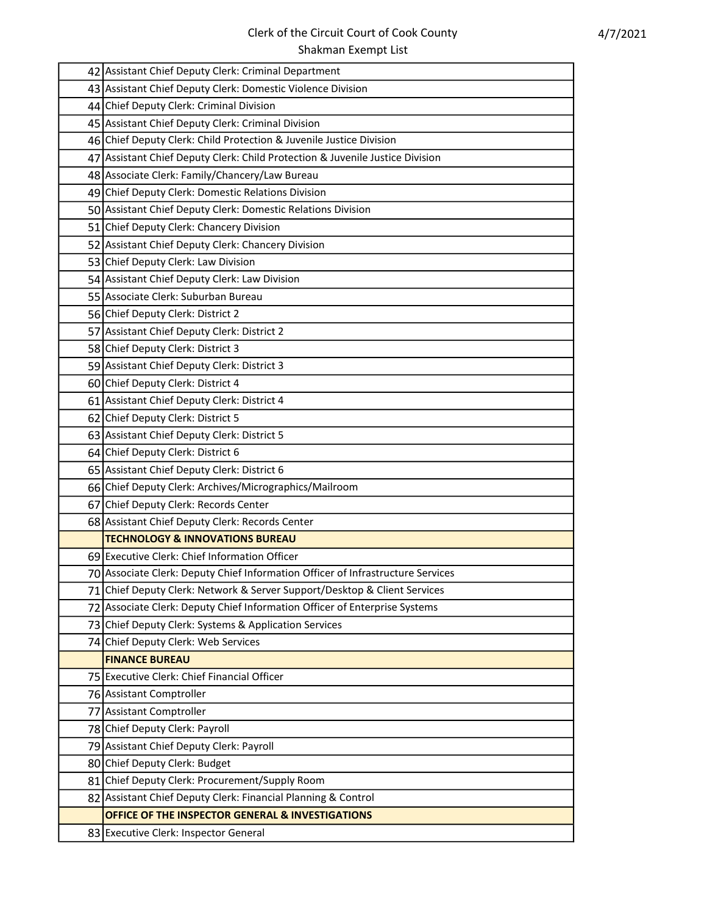| | |
|---|---|
| 42 | Assistant Chief Deputy Clerk: Criminal Department |
| 43 | Assistant Chief Deputy Clerk: Domestic Violence Division |
| 44 | Chief Deputy Clerk: Criminal Division |
| 45 | Assistant Chief Deputy Clerk: Criminal Division |
| 46 | Chief Deputy Clerk: Child Protection & Juvenile Justice Division |
| 47 | Assistant Chief Deputy Clerk: Child Protection & Juvenile Justice Division |
| 48 | Associate Clerk: Family/Chancery/Law Bureau |
| 49 | Chief Deputy Clerk: Domestic Relations Division |
| 50 | Assistant Chief Deputy Clerk: Domestic Relations Division |
| 51 | Chief Deputy Clerk: Chancery Division |
| 52 | Assistant Chief Deputy Clerk: Chancery Division |
| 53 | Chief Deputy Clerk: Law Division |
| 54 | Assistant Chief Deputy Clerk: Law Division |
| 55 | Associate Clerk: Suburban Bureau |
| 56 | Chief Deputy Clerk: District 2 |
| 57 | Assistant Chief Deputy Clerk: District 2 |
| 58 | Chief Deputy Clerk: District 3 |
| 59 | Assistant Chief Deputy Clerk: District 3 |
| 60 | Chief Deputy Clerk: District 4 |
| 61 | Assistant Chief Deputy Clerk: District 4 |
| 62 | Chief Deputy Clerk: District 5 |
| 63 | Assistant Chief Deputy Clerk: District 5 |
| 64 | Chief Deputy Clerk: District 6 |
| 65 | Assistant Chief Deputy Clerk: District 6 |
| 66 | Chief Deputy Clerk: Archives/Micrographics/Mailroom |
| 67 | Chief Deputy Clerk: Records Center |
| 68 | Assistant Chief Deputy Clerk: Records Center |
| | **TECHNOLOGY & INNOVATIONS BUREAU** |
| 69 | Executive Clerk: Chief Information Officer |
| 70 | Associate Clerk: Deputy Chief Information Officer of Infrastructure Services |
| 71 | Chief Deputy Clerk: Network & Server Support/Desktop & Client Services |
| 72 | Associate Clerk: Deputy Chief Information Officer of Enterprise Systems |
| 73 | Chief Deputy Clerk: Systems & Application Services |
| 74 | Chief Deputy Clerk: Web Services |
| | **FINANCE BUREAU** |
| 75 | Executive Clerk: Chief Financial Officer |
| 76 | Assistant Comptroller |
| 77 | Assistant Comptroller |
| 78 | Chief Deputy Clerk: Payroll |
| 79 | Assistant Chief Deputy Clerk: Payroll |
| 80 | Chief Deputy Clerk: Budget |
| 81 | Chief Deputy Clerk: Procurement/Supply Room |
| 82 | Assistant Chief Deputy Clerk: Financial Planning & Control |
| | **OFFICE OF THE INSPECTOR GENERAL & INVESTIGATIONS** |
| 83 | Executive Clerk: Inspector General |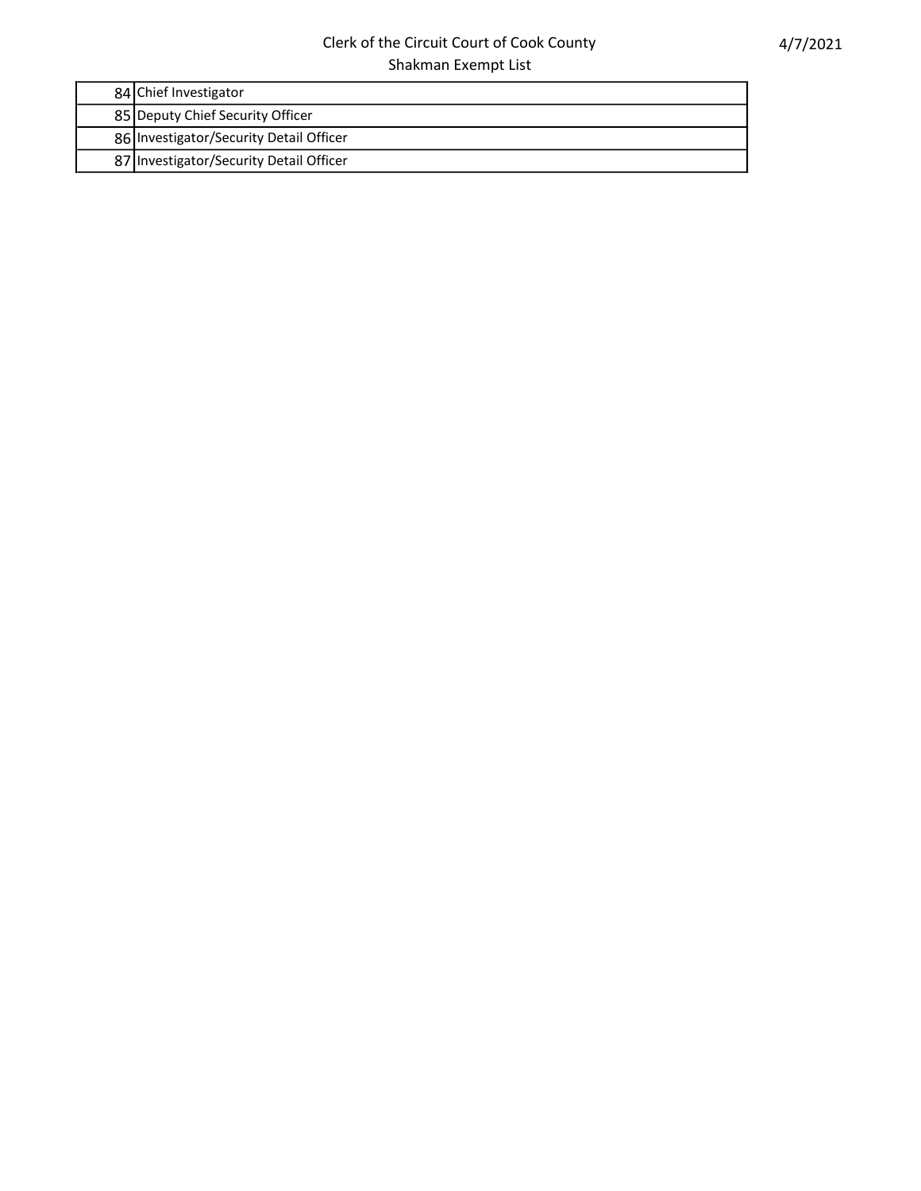| | |
|---|---|
| 84 | Chief Investigator |
| 85 | Deputy Chief Security Officer |
| 86 | Investigator/Security Detail Officer |
| 87 | Investigator/Security Detail Officer |